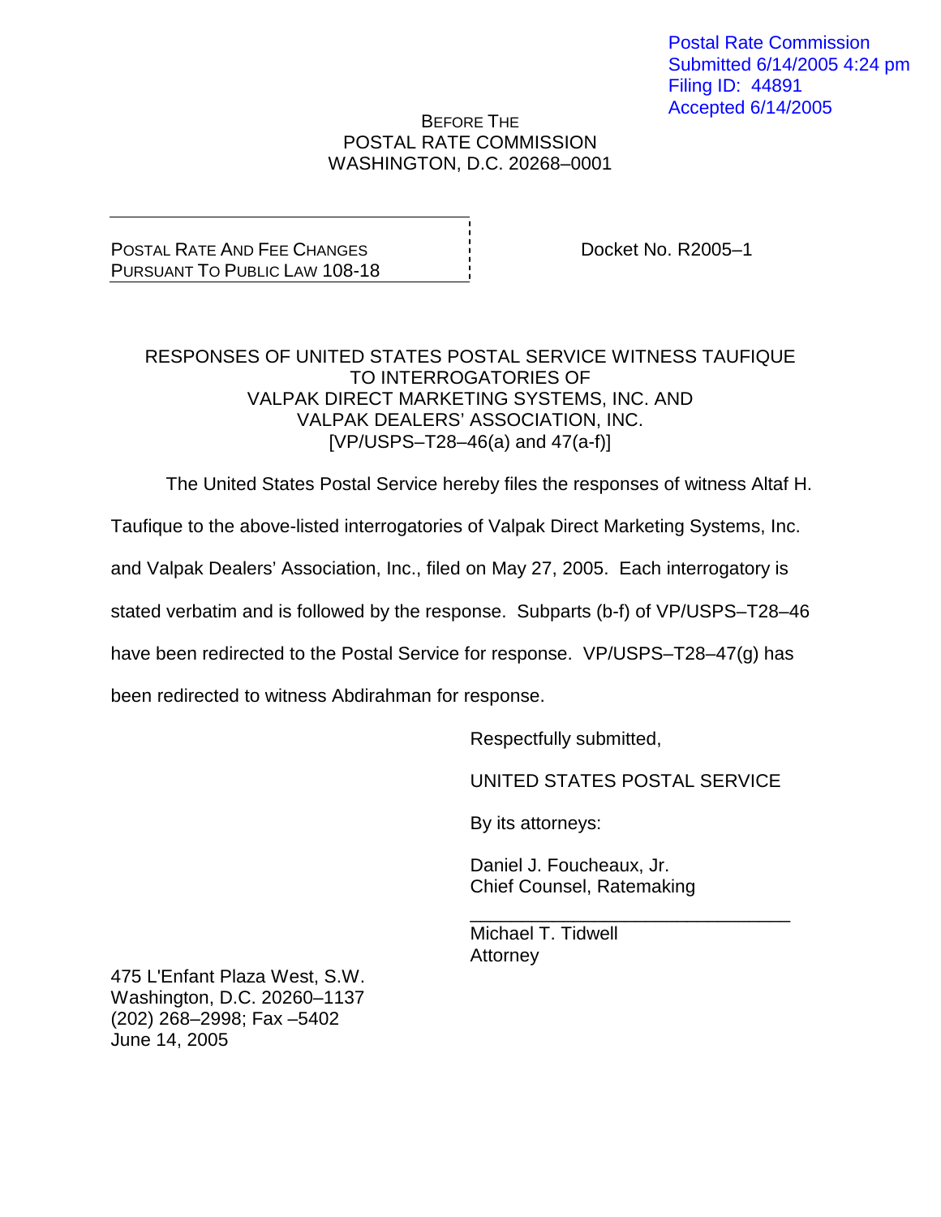Postal Rate Commission
Submitted 6/14/2005 4:24 pm
Filing ID: 44891
Accepted 6/14/2005

BEFORE THE
POSTAL RATE COMMISSION
WASHINGTON, D.C. 20268–0001

| POSTAL RATE AND FEE CHANGES PURSUANT TO PUBLIC LAW 108-18 | Docket No. R2005–1 |
|---|---|

RESPONSES OF UNITED STATES POSTAL SERVICE WITNESS TAUFIQUE TO INTERROGATORIES OF VALPAK DIRECT MARKETING SYSTEMS, INC. AND VALPAK DEALERS' ASSOCIATION, INC.
[VP/USPS–T28–46(a) and 47(a-f)]

The United States Postal Service hereby files the responses of witness Altaf H. Taufique to the above-listed interrogatories of Valpak Direct Marketing Systems, Inc. and Valpak Dealers' Association, Inc., filed on May 27, 2005. Each interrogatory is stated verbatim and is followed by the response. Subparts (b-f) of VP/USPS–T28–46 have been redirected to the Postal Service for response. VP/USPS–T28–47(g) has been redirected to witness Abdirahman for response.

Respectfully submitted,

UNITED STATES POSTAL SERVICE

By its attorneys:

Daniel J. Foucheaux, Jr.
Chief Counsel, Ratemaking

\_\_\_\_\_\_\_\_\_\_\_\_\_\_\_\_\_\_\_\_\_\_\_\_\_\_\_\_\_\_\_\_
Michael T. Tidwell
Attorney

475 L'Enfant Plaza West, S.W.
Washington, D.C. 20260–1137
(202) 268–2998; Fax –5402
June 14, 2005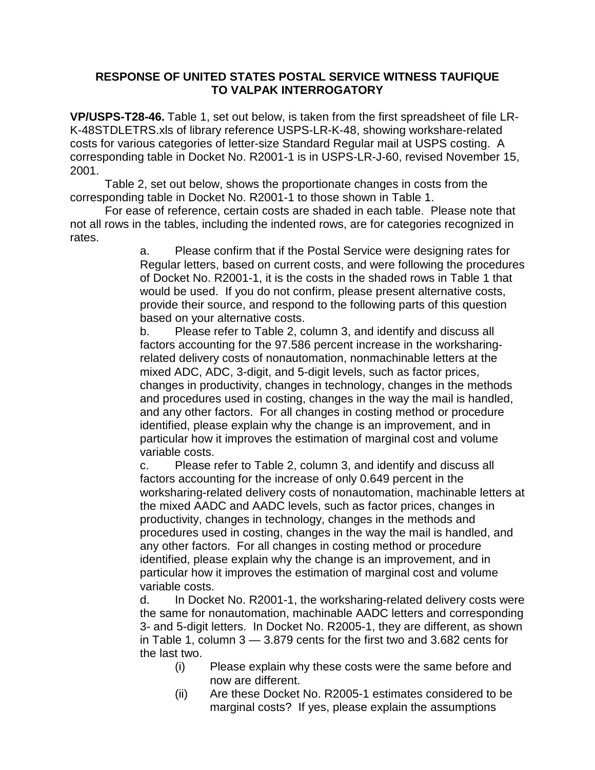**RESPONSE OF UNITED STATES POSTAL SERVICE WITNESS TAUFIQUE TO VALPAK INTERROGATORY**

**VP/USPS-T28-46.** Table 1, set out below, is taken from the first spreadsheet of file LR-K-48STDLETRS.xls of library reference USPS-LR-K-48, showing workshare-related costs for various categories of letter-size Standard Regular mail at USPS costing. A corresponding table in Docket No. R2001-1 is in USPS-LR-J-60, revised November 15, 2001.

Table 2, set out below, shows the proportionate changes in costs from the corresponding table in Docket No. R2001-1 to those shown in Table 1.

For ease of reference, certain costs are shaded in each table. Please note that not all rows in the tables, including the indented rows, are for categories recognized in rates.

a. Please confirm that if the Postal Service were designing rates for Regular letters, based on current costs, and were following the procedures of Docket No. R2001-1, it is the costs in the shaded rows in Table 1 that would be used. If you do not confirm, please present alternative costs, provide their source, and respond to the following parts of this question based on your alternative costs.

b. Please refer to Table 2, column 3, and identify and discuss all factors accounting for the 97.586 percent increase in the worksharing-related delivery costs of nonautomation, nonmachinable letters at the mixed ADC, ADC, 3-digit, and 5-digit levels, such as factor prices, changes in productivity, changes in technology, changes in the methods and procedures used in costing, changes in the way the mail is handled, and any other factors. For all changes in costing method or procedure identified, please explain why the change is an improvement, and in particular how it improves the estimation of marginal cost and volume variable costs.

c. Please refer to Table 2, column 3, and identify and discuss all factors accounting for the increase of only 0.649 percent in the worksharing-related delivery costs of nonautomation, machinable letters at the mixed AADC and AADC levels, such as factor prices, changes in productivity, changes in technology, changes in the methods and procedures used in costing, changes in the way the mail is handled, and any other factors. For all changes in costing method or procedure identified, please explain why the change is an improvement, and in particular how it improves the estimation of marginal cost and volume variable costs.

d. In Docket No. R2001-1, the worksharing-related delivery costs were the same for nonautomation, machinable AADC letters and corresponding 3- and 5-digit letters. In Docket No. R2005-1, they are different, as shown in Table 1, column 3 — 3.879 cents for the first two and 3.682 cents for the last two.

(i) Please explain why these costs were the same before and now are different.

(ii) Are these Docket No. R2005-1 estimates considered to be marginal costs? If yes, please explain the assumptions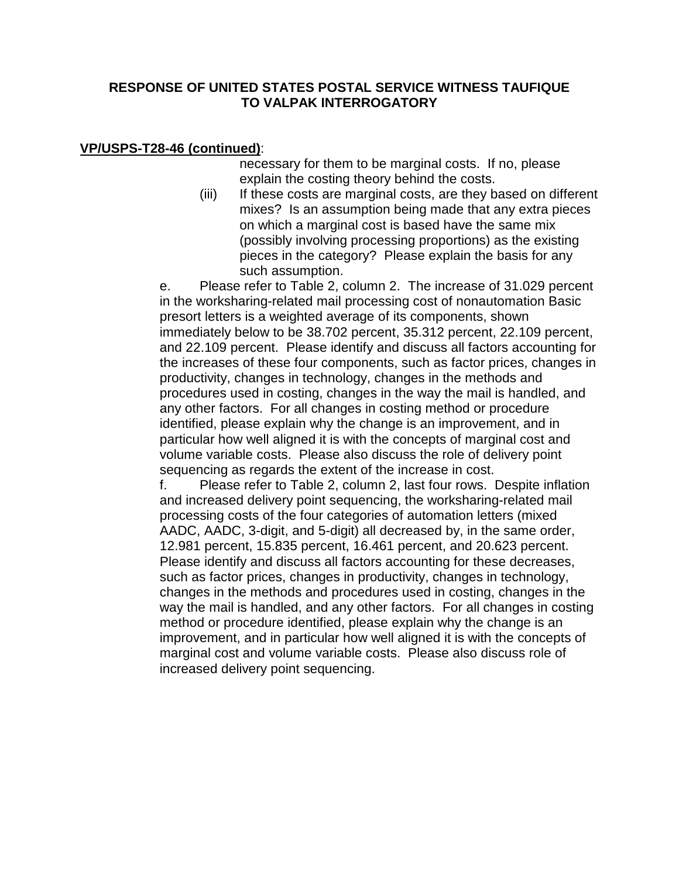**RESPONSE OF UNITED STATES POSTAL SERVICE WITNESS TAUFIQUE TO VALPAK INTERROGATORY**

**VP/USPS-T28-46 (continued)**:

necessary for them to be marginal costs. If no, please explain the costing theory behind the costs.

(iii) If these costs are marginal costs, are they based on different mixes? Is an assumption being made that any extra pieces on which a marginal cost is based have the same mix (possibly involving processing proportions) as the existing pieces in the category? Please explain the basis for any such assumption.

e. Please refer to Table 2, column 2. The increase of 31.029 percent in the worksharing-related mail processing cost of nonautomation Basic presort letters is a weighted average of its components, shown immediately below to be 38.702 percent, 35.312 percent, 22.109 percent, and 22.109 percent. Please identify and discuss all factors accounting for the increases of these four components, such as factor prices, changes in productivity, changes in technology, changes in the methods and procedures used in costing, changes in the way the mail is handled, and any other factors. For all changes in costing method or procedure identified, please explain why the change is an improvement, and in particular how well aligned it is with the concepts of marginal cost and volume variable costs. Please also discuss the role of delivery point sequencing as regards the extent of the increase in cost.

f. Please refer to Table 2, column 2, last four rows. Despite inflation and increased delivery point sequencing, the worksharing-related mail processing costs of the four categories of automation letters (mixed AADC, AADC, 3-digit, and 5-digit) all decreased by, in the same order, 12.981 percent, 15.835 percent, 16.461 percent, and 20.623 percent. Please identify and discuss all factors accounting for these decreases, such as factor prices, changes in productivity, changes in technology, changes in the methods and procedures used in costing, changes in the way the mail is handled, and any other factors. For all changes in costing method or procedure identified, please explain why the change is an improvement, and in particular how well aligned it is with the concepts of marginal cost and volume variable costs. Please also discuss role of increased delivery point sequencing.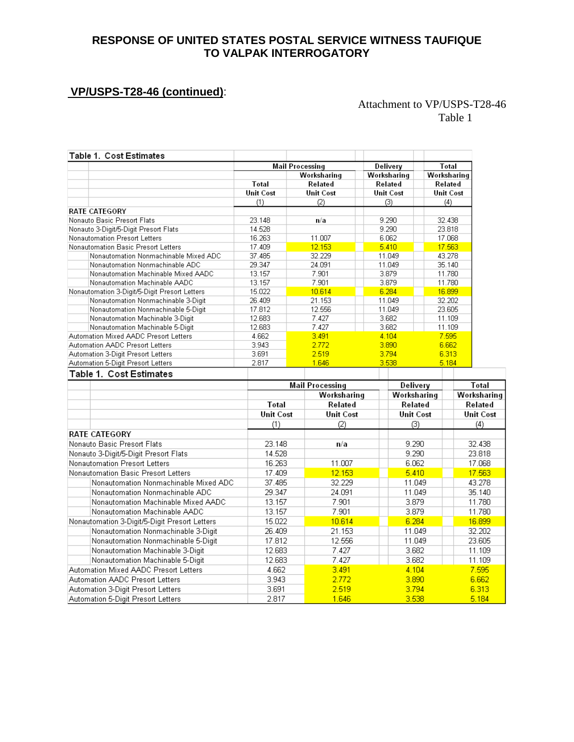## RESPONSE OF UNITED STATES POSTAL SERVICE WITNESS TAUFIQUE TO VALPAK INTERROGATORY

**VP/USPS-T28-46 (continued)**:

Attachment to VP/USPS-T28-46
Table 1

| Table 1. Cost Estimates | Mail Processing | | Delivery | Total |
|---|---|---|---|---|
| | Total Unit Cost | Worksharing Related Unit Cost | Worksharing Related Unit Cost | Worksharing Related Unit Cost |
| | (1) | (2) | (3) | (4) |
| RATE CATEGORY | | | | |
| Nonauto Basic Presort Flats | 23.148 | n/a | 9.290 | 32.438 |
| Nonauto 3-Digit/5-Digit Presort Flats | 14.528 | | 9.290 | 23.818 |
| Nonautomation Presort Letters | 16.263 | 11.007 | 6.062 | 17.068 |
| Nonautomation Basic Presort Letters | 17.409 | 12.153 | 5.410 | 17.563 |
| Nonautomation Nonmachinable Mixed ADC | 37.485 | 32.229 | 11.049 | 43.278 |
| Nonautomation Nonmachinable ADC | 29.347 | 24.091 | 11.049 | 35.140 |
| Nonautomation Machinable Mixed AADC | 13.157 | 7.901 | 3.879 | 11.780 |
| Nonautomation Machinable AADC | 13.157 | 7.901 | 3.879 | 11.780 |
| Nonautomation 3-Digit/5-Digit Presort Letters | 15.022 | 10.614 | 6.284 | 16.899 |
| Nonautomation Nonmachinable 3-Digit | 26.409 | 21.153 | 11.049 | 32.202 |
| Nonautomation Nonmachinable 5-Digit | 17.812 | 12.556 | 11.049 | 23.605 |
| Nonautomation Machinable 3-Digit | 12.683 | 7.427 | 3.682 | 11.109 |
| Nonautomation Machinable 5-Digit | 12.683 | 7.427 | 3.682 | 11.109 |
| Automation Mixed AADC Presort Letters | 4.662 | 3.491 | 4.104 | 7.595 |
| Automation AADC Presort Letters | 3.943 | 2.772 | 3.890 | 6.662 |
| Automation 3-Digit Presort Letters | 3.691 | 2.519 | 3.794 | 6.313 |
| Automation 5-Digit Presort Letters | 2.817 | 1.646 | 3.538 | 5.184 |

| Table 1. Cost Estimates | Mail Processing | | Delivery | Total |
|---|---|---|---|---|
| | Total Unit Cost | Worksharing Related Unit Cost | Worksharing Related Unit Cost | Worksharing Related Unit Cost |
| | (1) | (2) | (3) | (4) |
| RATE CATEGORY | | | | |
| Nonauto Basic Presort Flats | 23.148 | n/a | 9.290 | 32.438 |
| Nonauto 3-Digit/5-Digit Presort Flats | 14.528 | | 9.290 | 23.818 |
| Nonautomation Presort Letters | 16.263 | 11.007 | 6.062 | 17.068 |
| Nonautomation Basic Presort Letters | 17.409 | 12.153 | 5.410 | 17.563 |
| Nonautomation Nonmachinable Mixed ADC | 37.485 | 32.229 | 11.049 | 43.278 |
| Nonautomation Nonmachinable ADC | 29.347 | 24.091 | 11.049 | 35.140 |
| Nonautomation Machinable Mixed AADC | 13.157 | 7.901 | 3.879 | 11.780 |
| Nonautomation Machinable AADC | 13.157 | 7.901 | 3.879 | 11.780 |
| Nonautomation 3-Digit/5-Digit Presort Letters | 15.022 | 10.614 | 6.284 | 16.899 |
| Nonautomation Nonmachinable 3-Digit | 26.409 | 21.153 | 11.049 | 32.202 |
| Nonautomation Nonmachinable 5-Digit | 17.812 | 12.556 | 11.049 | 23.605 |
| Nonautomation Machinable 3-Digit | 12.683 | 7.427 | 3.682 | 11.109 |
| Nonautomation Machinable 5-Digit | 12.683 | 7.427 | 3.682 | 11.109 |
| Automation Mixed AADC Presort Letters | 4.662 | 3.491 | 4.104 | 7.595 |
| Automation AADC Presort Letters | 3.943 | 2.772 | 3.890 | 6.662 |
| Automation 3-Digit Presort Letters | 3.691 | 2.519 | 3.794 | 6.313 |
| Automation 5-Digit Presort Letters | 2.817 | 1.646 | 3.538 | 5.184 |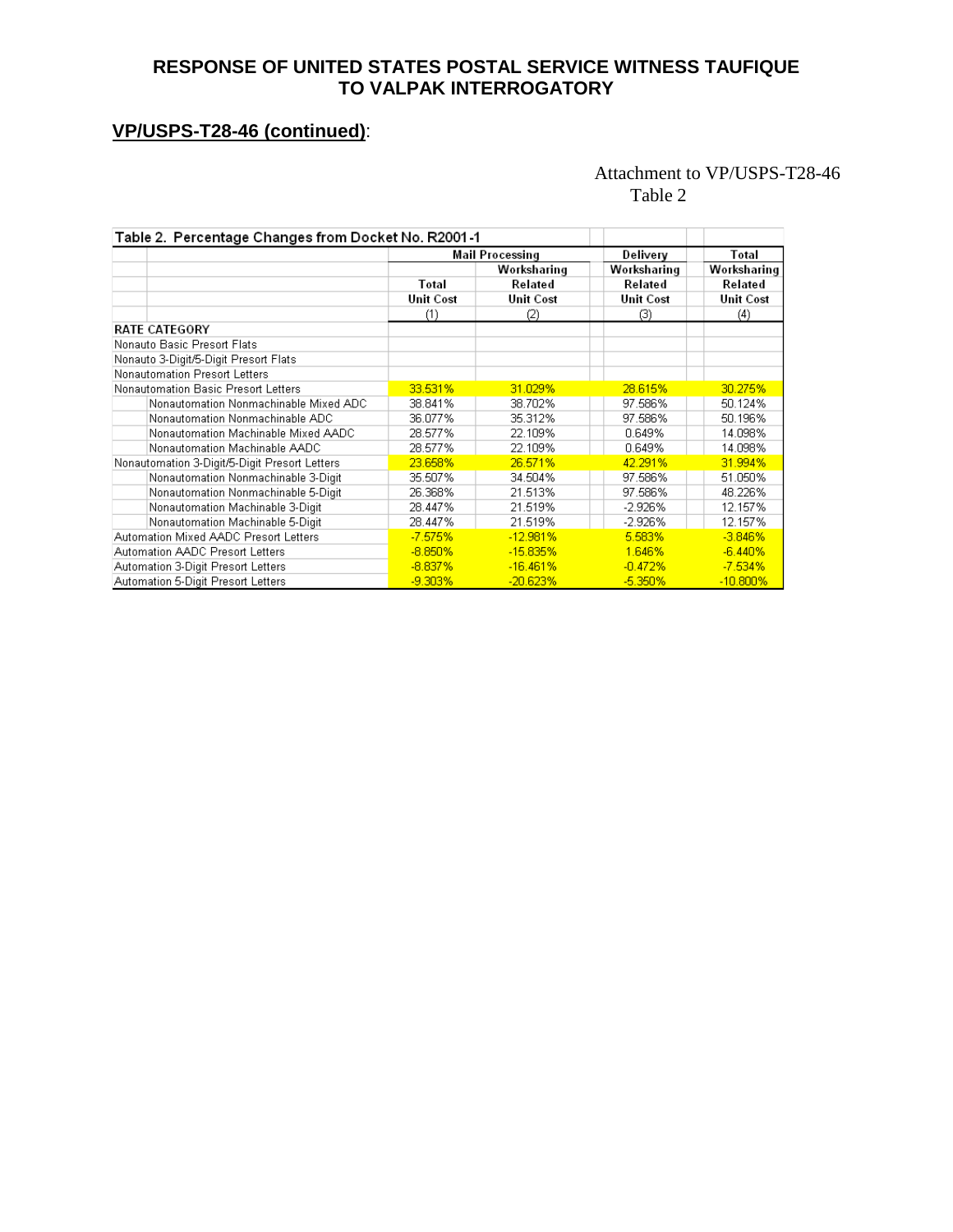**RESPONSE OF UNITED STATES POSTAL SERVICE WITNESS TAUFIQUE TO VALPAK INTERROGATORY**

**VP/USPS-T28-46 (continued)**:

Attachment to VP/USPS-T28-46
Table 2

| Table 2. Percentage Changes from Docket No. R2001-1 | Mail Processing | | Delivery | Total |
|---|---|---|---|---|
| | | Worksharing | Worksharing | Worksharing |
| | Total | Related | Related | Related |
| | Unit Cost | Unit Cost | Unit Cost | Unit Cost |
| | (1) | (2) | (3) | (4) |
| RATE CATEGORY | | | | |
| Nonauto Basic Presort Flats | | | | |
| Nonauto 3-Digit/5-Digit Presort Flats | | | | |
| Nonautomation Presort Letters | | | | |
| Nonautomation Basic Presort Letters | 33.531% | 31.029% | 28.615% | 30.275% |
| Nonautomation Nonmachinable Mixed ADC | 38.841% | 38.702% | 97.586% | 50.124% |
| Nonautomation Nonmachinable ADC | 36.077% | 35.312% | 97.586% | 50.196% |
| Nonautomation Machinable Mixed AADC | 28.577% | 22.109% | 0.649% | 14.098% |
| Nonautomation Machinable AADC | 28.577% | 22.109% | 0.649% | 14.098% |
| Nonautomation 3-Digit/5-Digit Presort Letters | 23.658% | 26.571% | 42.291% | 31.994% |
| Nonautomation Nonmachinable 3-Digit | 35.507% | 34.504% | 97.586% | 51.050% |
| Nonautomation Nonmachinable 5-Digit | 26.368% | 21.513% | 97.586% | 48.226% |
| Nonautomation Machinable 3-Digit | 28.447% | 21.519% | -2.926% | 12.157% |
| Nonautomation Machinable 5-Digit | 28.447% | 21.519% | -2.926% | 12.157% |
| Automation Mixed AADC Presort Letters | -7.575% | -12.981% | 5.583% | -3.846% |
| Automation AADC Presort Letters | -8.850% | -15.835% | 1.646% | -6.440% |
| Automation 3-Digit Presort Letters | -8.837% | -16.461% | -0.472% | -7.534% |
| Automation 5-Digit Presort Letters | -9.303% | -20.623% | -5.350% | -10.800% |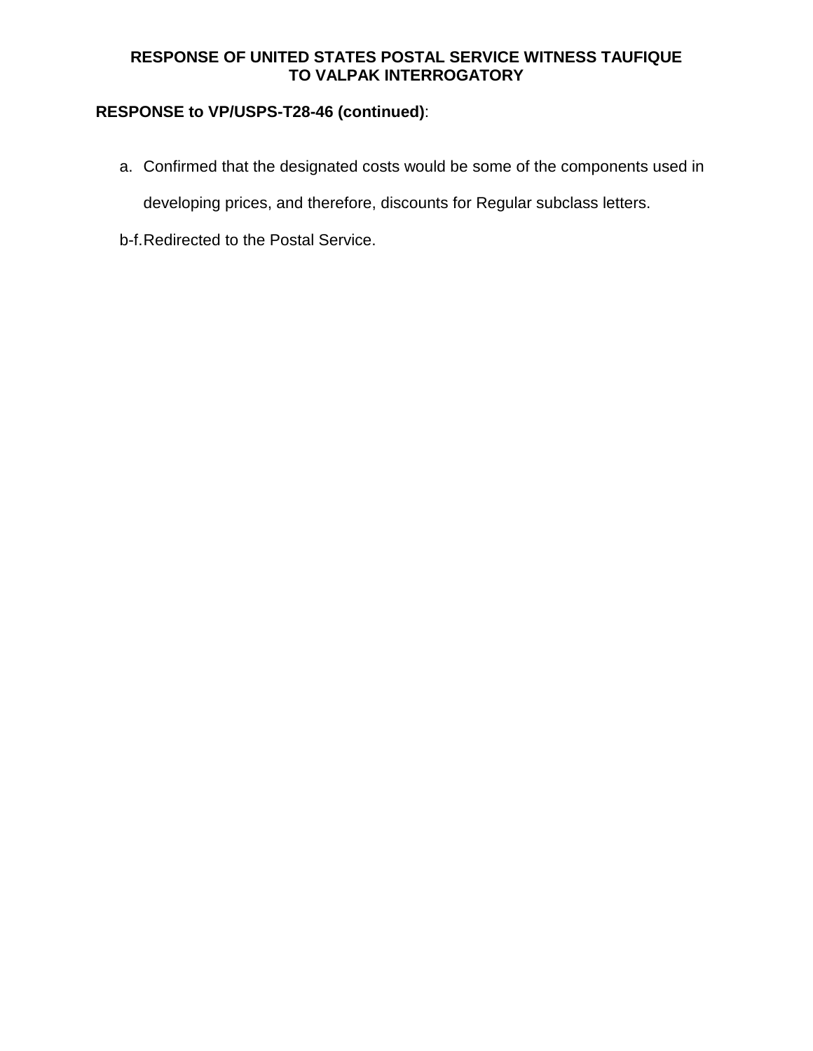**RESPONSE OF UNITED STATES POSTAL SERVICE WITNESS TAUFIQUE TO VALPAK INTERROGATORY**

**RESPONSE to VP/USPS-T28-46 (continued)**:

a. Confirmed that the designated costs would be some of the components used in developing prices, and therefore, discounts for Regular subclass letters.

b-f. Redirected to the Postal Service.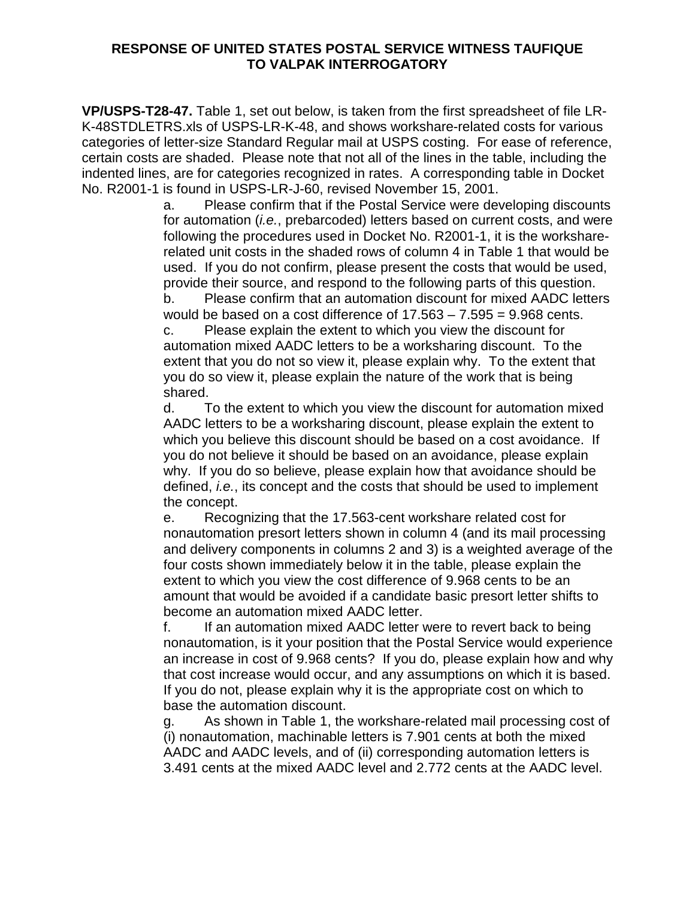**RESPONSE OF UNITED STATES POSTAL SERVICE WITNESS TAUFIQUE TO VALPAK INTERROGATORY**

**VP/USPS-T28-47.** Table 1, set out below, is taken from the first spreadsheet of file LR-K-48STDLETRS.xls of USPS-LR-K-48, and shows workshare-related costs for various categories of letter-size Standard Regular mail at USPS costing. For ease of reference, certain costs are shaded. Please note that not all of the lines in the table, including the indented lines, are for categories recognized in rates. A corresponding table in Docket No. R2001-1 is found in USPS-LR-J-60, revised November 15, 2001.

a. Please confirm that if the Postal Service were developing discounts for automation (*i.e.*, prebarcoded) letters based on current costs, and were following the procedures used in Docket No. R2001-1, it is the workshare-related unit costs in the shaded rows of column 4 in Table 1 that would be used. If you do not confirm, please present the costs that would be used, provide their source, and respond to the following parts of this question.

b. Please confirm that an automation discount for mixed AADC letters would be based on a cost difference of 17.563 – 7.595 = 9.968 cents.

c. Please explain the extent to which you view the discount for automation mixed AADC letters to be a worksharing discount. To the extent that you do not so view it, please explain why. To the extent that you do so view it, please explain the nature of the work that is being shared.

d. To the extent to which you view the discount for automation mixed AADC letters to be a worksharing discount, please explain the extent to which you believe this discount should be based on a cost avoidance. If you do not believe it should be based on an avoidance, please explain why. If you do so believe, please explain how that avoidance should be defined, *i.e.*, its concept and the costs that should be used to implement the concept.

e. Recognizing that the 17.563-cent workshare related cost for nonautomation presort letters shown in column 4 (and its mail processing and delivery components in columns 2 and 3) is a weighted average of the four costs shown immediately below it in the table, please explain the extent to which you view the cost difference of 9.968 cents to be an amount that would be avoided if a candidate basic presort letter shifts to become an automation mixed AADC letter.

f. If an automation mixed AADC letter were to revert back to being nonautomation, is it your position that the Postal Service would experience an increase in cost of 9.968 cents? If you do, please explain how and why that cost increase would occur, and any assumptions on which it is based. If you do not, please explain why it is the appropriate cost on which to base the automation discount.

g. As shown in Table 1, the workshare-related mail processing cost of (i) nonautomation, machinable letters is 7.901 cents at both the mixed AADC and AADC levels, and of (ii) corresponding automation letters is 3.491 cents at the mixed AADC level and 2.772 cents at the AADC level.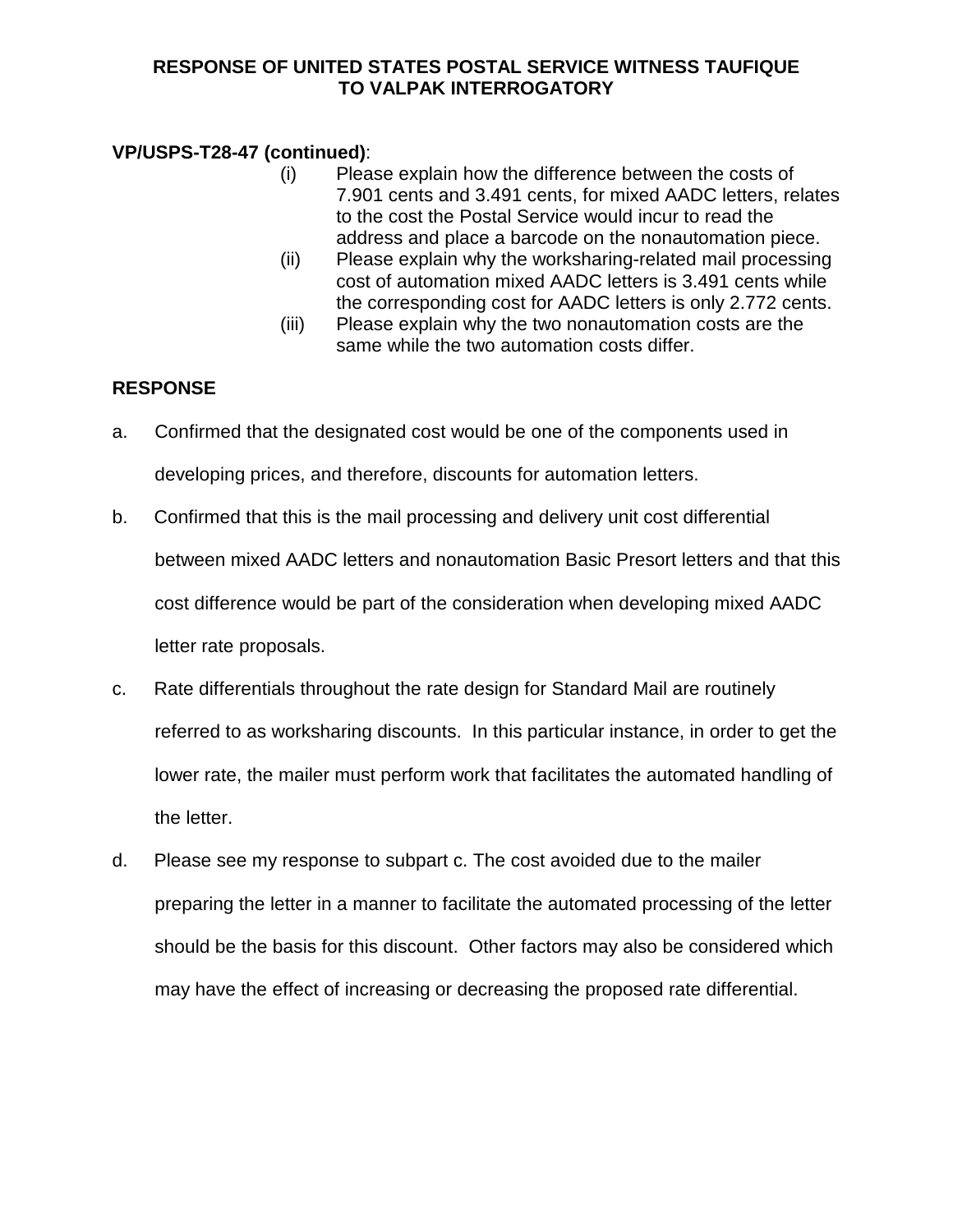**RESPONSE OF UNITED STATES POSTAL SERVICE WITNESS TAUFIQUE TO VALPAK INTERROGATORY**

**VP/USPS-T28-47 (continued)**:

(i) Please explain how the difference between the costs of 7.901 cents and 3.491 cents, for mixed AADC letters, relates to the cost the Postal Service would incur to read the address and place a barcode on the nonautomation piece.

(ii) Please explain why the worksharing-related mail processing cost of automation mixed AADC letters is 3.491 cents while the corresponding cost for AADC letters is only 2.772 cents.

(iii) Please explain why the two nonautomation costs are the same while the two automation costs differ.

**RESPONSE**

a. Confirmed that the designated cost would be one of the components used in developing prices, and therefore, discounts for automation letters.

b. Confirmed that this is the mail processing and delivery unit cost differential between mixed AADC letters and nonautomation Basic Presort letters and that this cost difference would be part of the consideration when developing mixed AADC letter rate proposals.

c. Rate differentials throughout the rate design for Standard Mail are routinely referred to as worksharing discounts. In this particular instance, in order to get the lower rate, the mailer must perform work that facilitates the automated handling of the letter.

d. Please see my response to subpart c. The cost avoided due to the mailer preparing the letter in a manner to facilitate the automated processing of the letter should be the basis for this discount. Other factors may also be considered which may have the effect of increasing or decreasing the proposed rate differential.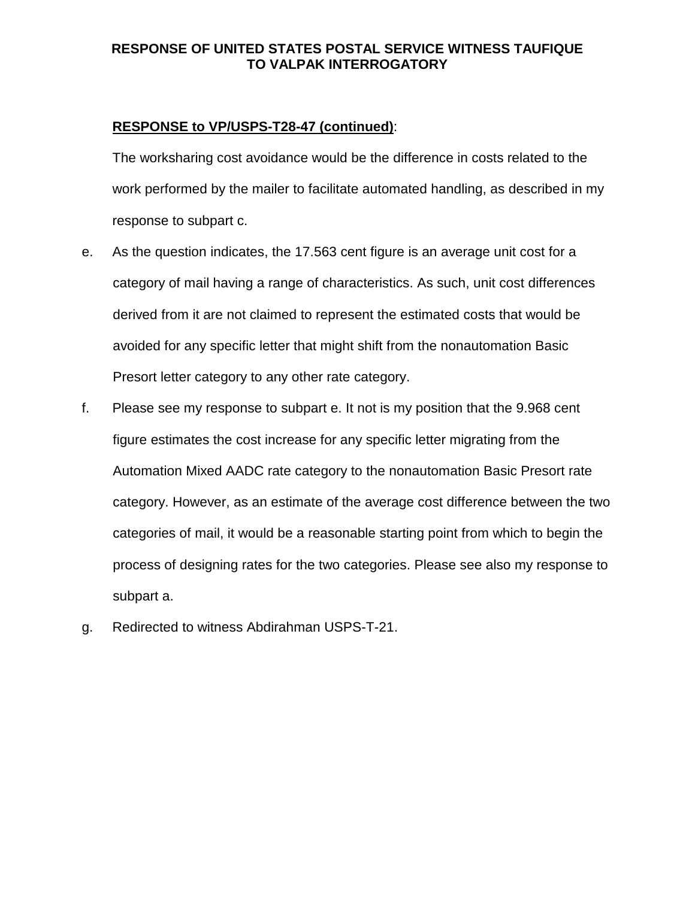**RESPONSE OF UNITED STATES POSTAL SERVICE WITNESS TAUFIQUE TO VALPAK INTERROGATORY**

**RESPONSE to VP/USPS-T28-47 (continued)**:

The worksharing cost avoidance would be the difference in costs related to the work performed by the mailer to facilitate automated handling, as described in my response to subpart c.

e. As the question indicates, the 17.563 cent figure is an average unit cost for a category of mail having a range of characteristics. As such, unit cost differences derived from it are not claimed to represent the estimated costs that would be avoided for any specific letter that might shift from the nonautomation Basic Presort letter category to any other rate category.

f. Please see my response to subpart e. It not is my position that the 9.968 cent figure estimates the cost increase for any specific letter migrating from the Automation Mixed AADC rate category to the nonautomation Basic Presort rate category. However, as an estimate of the average cost difference between the two categories of mail, it would be a reasonable starting point from which to begin the process of designing rates for the two categories. Please see also my response to subpart a.

g. Redirected to witness Abdirahman USPS-T-21.